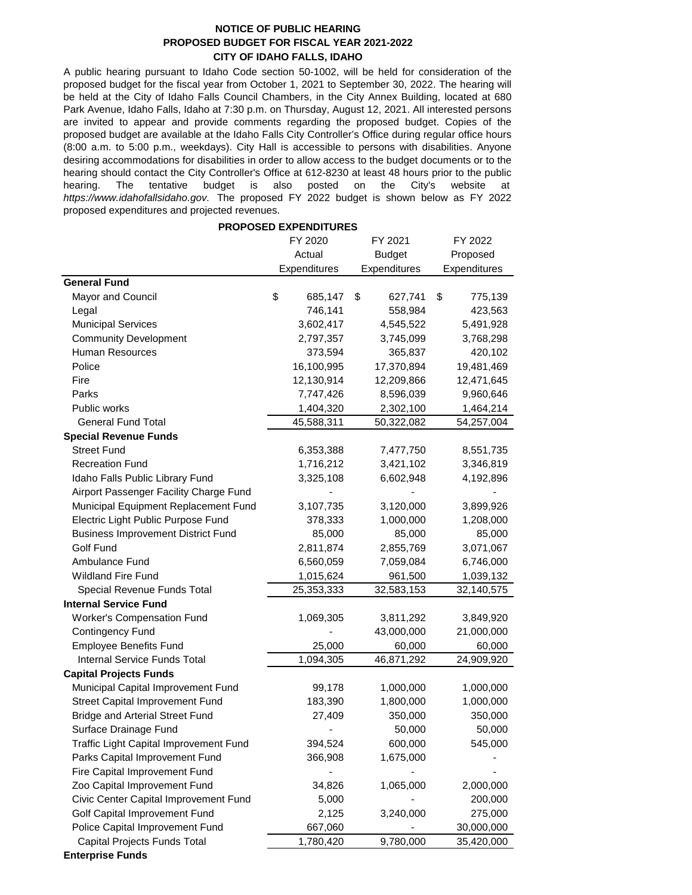**NOTICE OF PUBLIC HEARING**
**PROPOSED BUDGET FOR FISCAL YEAR 2021-2022**
**CITY OF IDAHO FALLS, IDAHO**

A public hearing pursuant to Idaho Code section 50-1002, will be held for consideration of the proposed budget for the fiscal year from October 1, 2021 to September 30, 2022. The hearing will be held at the City of Idaho Falls Council Chambers, in the City Annex Building, located at 680 Park Avenue, Idaho Falls, Idaho at 7:30 p.m. on Thursday, August 12, 2021. All interested persons are invited to appear and provide comments regarding the proposed budget. Copies of the proposed budget are available at the Idaho Falls City Controller's Office during regular office hours (8:00 a.m. to 5:00 p.m., weekdays). City Hall is accessible to persons with disabilities. Anyone desiring accommodations for disabilities in order to allow access to the budget documents or to the hearing should contact the City Controller's Office at 612-8230 at least 48 hours prior to the public hearing. The tentative budget is also posted on the City's website at *https://www.idahofallsidaho.gov.* The proposed FY 2022 budget is shown below as FY 2022 proposed expenditures and projected revenues.

**PROPOSED EXPENDITURES**

| | FY 2020 Actual Expenditures | FY 2021 Budget Expenditures | FY 2022 Proposed Expenditures |
|---|---|---|---|
| **General Fund** | | | |
| Mayor and Council | $ 685,147 | $ 627,741 | $ 775,139 |
| Legal | 746,141 | 558,984 | 423,563 |
| Municipal Services | 3,602,417 | 4,545,522 | 5,491,928 |
| Community Development | 2,797,357 | 3,745,099 | 3,768,298 |
| Human Resources | 373,594 | 365,837 | 420,102 |
| Police | 16,100,995 | 17,370,894 | 19,481,469 |
| Fire | 12,130,914 | 12,209,866 | 12,471,645 |
| Parks | 7,747,426 | 8,596,039 | 9,960,646 |
| Public works | 1,404,320 | 2,302,100 | 1,464,214 |
| General Fund Total | 45,588,311 | 50,322,082 | 54,257,004 |
| **Special Revenue Funds** | | | |
| Street Fund | 6,353,388 | 7,477,750 | 8,551,735 |
| Recreation Fund | 1,716,212 | 3,421,102 | 3,346,819 |
| Idaho Falls Public Library Fund | 3,325,108 | 6,602,948 | 4,192,896 |
| Airport Passenger Facility Charge Fund | - | - | - |
| Municipal Equipment Replacement Fund | 3,107,735 | 3,120,000 | 3,899,926 |
| Electric Light Public Purpose Fund | 378,333 | 1,000,000 | 1,208,000 |
| Business Improvement District Fund | 85,000 | 85,000 | 85,000 |
| Golf Fund | 2,811,874 | 2,855,769 | 3,071,067 |
| Ambulance Fund | 6,560,059 | 7,059,084 | 6,746,000 |
| Wildland Fire Fund | 1,015,624 | 961,500 | 1,039,132 |
| Special Revenue Funds Total | 25,353,333 | 32,583,153 | 32,140,575 |
| **Internal Service Fund** | | | |
| Worker's Compensation Fund | 1,069,305 | 3,811,292 | 3,849,920 |
| Contingency Fund | - | 43,000,000 | 21,000,000 |
| Employee Benefits Fund | 25,000 | 60,000 | 60,000 |
| Internal Service Funds Total | 1,094,305 | 46,871,292 | 24,909,920 |
| **Capital Projects Funds** | | | |
| Municipal Capital Improvement Fund | 99,178 | 1,000,000 | 1,000,000 |
| Street Capital Improvement Fund | 183,390 | 1,800,000 | 1,000,000 |
| Bridge and Arterial Street Fund | 27,409 | 350,000 | 350,000 |
| Surface Drainage Fund | - | 50,000 | 50,000 |
| Traffic Light Capital Improvement Fund | 394,524 | 600,000 | 545,000 |
| Parks Capital Improvement Fund | 366,908 | 1,675,000 | - |
| Fire Capital Improvement Fund | - | - | - |
| Zoo Capital Improvement Fund | 34,826 | 1,065,000 | 2,000,000 |
| Civic Center Capital Improvement Fund | 5,000 | - | 200,000 |
| Golf Capital Improvement Fund | 2,125 | 3,240,000 | 275,000 |
| Police Capital Improvement Fund | 667,060 | - | 30,000,000 |
| Capital Projects Funds Total | 1,780,420 | 9,780,000 | 35,420,000 |
| **Enterprise Funds** | | | |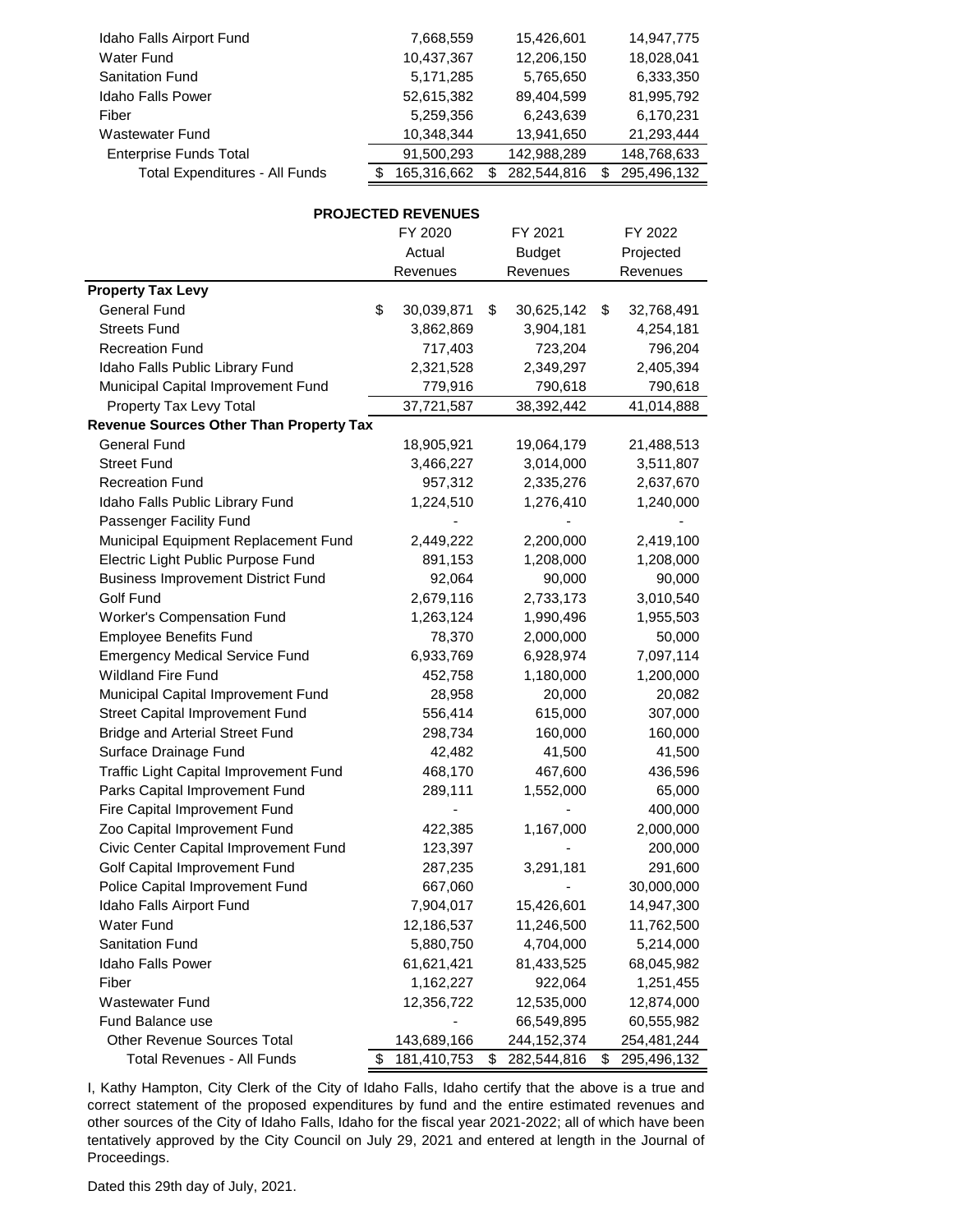| | | | |
|---|---|---|---|
| Idaho Falls Airport Fund | 7,668,559 | 15,426,601 | 14,947,775 |
| Water Fund | 10,437,367 | 12,206,150 | 18,028,041 |
| Sanitation Fund | 5,171,285 | 5,765,650 | 6,333,350 |
| Idaho Falls Power | 52,615,382 | 89,404,599 | 81,995,792 |
| Fiber | 5,259,356 | 6,243,639 | 6,170,231 |
| Wastewater Fund | 10,348,344 | 13,941,650 | 21,293,444 |
| Enterprise Funds Total | 91,500,293 | 142,988,289 | 148,768,633 |
| Total Expenditures - All Funds | $ 165,316,662 | $ 282,544,816 | $ 295,496,132 |

**PROJECTED REVENUES**

| | FY 2020 Actual Revenues | FY 2021 Budget Revenues | FY 2022 Projected Revenues |
|---|---|---|---|
| **Property Tax Levy** | | | |
| General Fund | $ 30,039,871 | $ 30,625,142 | $ 32,768,491 |
| Streets Fund | 3,862,869 | 3,904,181 | 4,254,181 |
| Recreation Fund | 717,403 | 723,204 | 796,204 |
| Idaho Falls Public Library Fund | 2,321,528 | 2,349,297 | 2,405,394 |
| Municipal Capital Improvement Fund | 779,916 | 790,618 | 790,618 |
| Property Tax Levy Total | 37,721,587 | 38,392,442 | 41,014,888 |
| **Revenue Sources Other Than Property Tax** | | | |
| General Fund | 18,905,921 | 19,064,179 | 21,488,513 |
| Street Fund | 3,466,227 | 3,014,000 | 3,511,807 |
| Recreation Fund | 957,312 | 2,335,276 | 2,637,670 |
| Idaho Falls Public Library Fund | 1,224,510 | 1,276,410 | 1,240,000 |
| Passenger Facility Fund | - | - | - |
| Municipal Equipment Replacement Fund | 2,449,222 | 2,200,000 | 2,419,100 |
| Electric Light Public Purpose Fund | 891,153 | 1,208,000 | 1,208,000 |
| Business Improvement District Fund | 92,064 | 90,000 | 90,000 |
| Golf Fund | 2,679,116 | 2,733,173 | 3,010,540 |
| Worker's Compensation Fund | 1,263,124 | 1,990,496 | 1,955,503 |
| Employee Benefits Fund | 78,370 | 2,000,000 | 50,000 |
| Emergency Medical Service Fund | 6,933,769 | 6,928,974 | 7,097,114 |
| Wildland Fire Fund | 452,758 | 1,180,000 | 1,200,000 |
| Municipal Capital Improvement Fund | 28,958 | 20,000 | 20,082 |
| Street Capital Improvement Fund | 556,414 | 615,000 | 307,000 |
| Bridge and Arterial Street Fund | 298,734 | 160,000 | 160,000 |
| Surface Drainage Fund | 42,482 | 41,500 | 41,500 |
| Traffic Light Capital Improvement Fund | 468,170 | 467,600 | 436,596 |
| Parks Capital Improvement Fund | 289,111 | 1,552,000 | 65,000 |
| Fire Capital Improvement Fund | - | - | 400,000 |
| Zoo Capital Improvement Fund | 422,385 | 1,167,000 | 2,000,000 |
| Civic Center Capital Improvement Fund | 123,397 | - | 200,000 |
| Golf Capital Improvement Fund | 287,235 | 3,291,181 | 291,600 |
| Police Capital Improvement Fund | 667,060 | - | 30,000,000 |
| Idaho Falls Airport Fund | 7,904,017 | 15,426,601 | 14,947,300 |
| Water Fund | 12,186,537 | 11,246,500 | 11,762,500 |
| Sanitation Fund | 5,880,750 | 4,704,000 | 5,214,000 |
| Idaho Falls Power | 61,621,421 | 81,433,525 | 68,045,982 |
| Fiber | 1,162,227 | 922,064 | 1,251,455 |
| Wastewater Fund | 12,356,722 | 12,535,000 | 12,874,000 |
| Fund Balance use | - | 66,549,895 | 60,555,982 |
| Other Revenue Sources Total | 143,689,166 | 244,152,374 | 254,481,244 |
| Total Revenues - All Funds | $ 181,410,753 | $ 282,544,816 | $ 295,496,132 |

I, Kathy Hampton, City Clerk of the City of Idaho Falls, Idaho certify that the above is a true and correct statement of the proposed expenditures by fund and the entire estimated revenues and other sources of the City of Idaho Falls, Idaho for the fiscal year 2021-2022; all of which have been tentatively approved by the City Council on July 29, 2021 and entered at length in the Journal of Proceedings.

Dated this 29th day of July, 2021.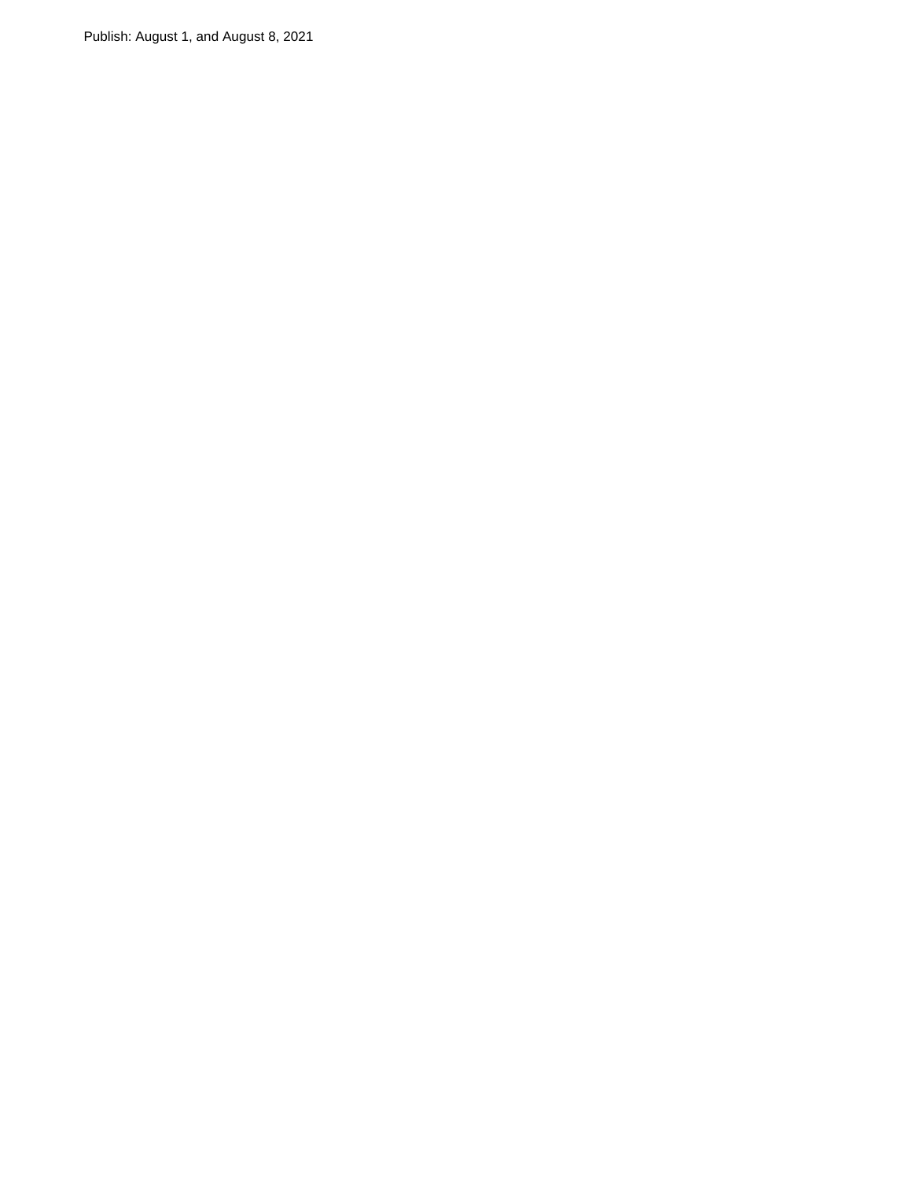Publish: August 1, and August 8, 2021